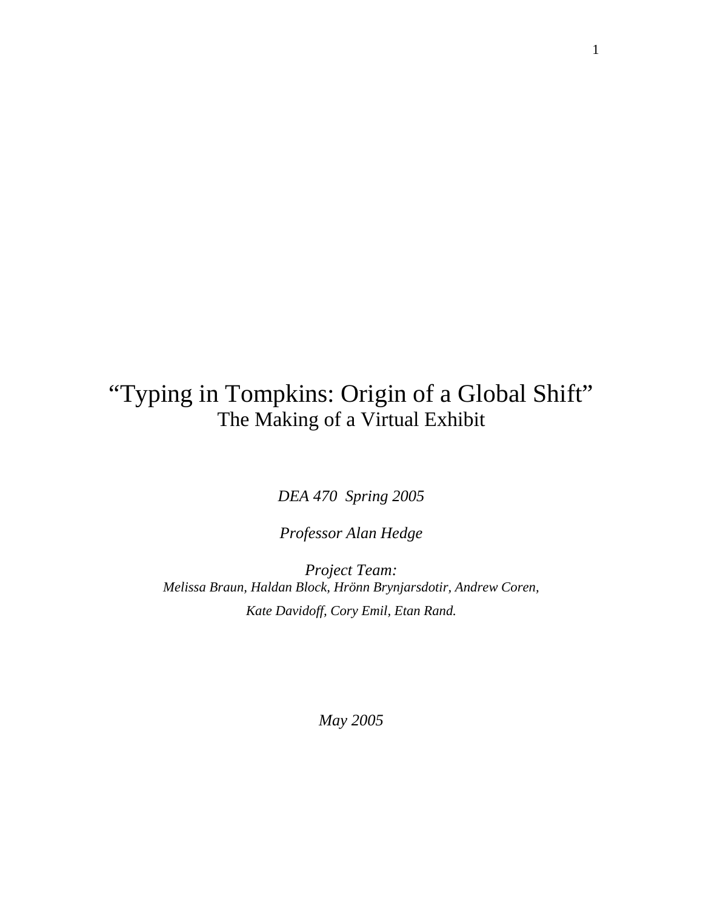# "Typing in Tompkins: Origin of a Global Shift"

## The Making of a Virtual Exhibit

*DEA 470 Spring 2005*

*Professor Alan Hedge*

*Project Team:*
*Melissa Braun, Haldan Block, Hrönn Brynjarsdotir, Andrew Coren,*
*Kate Davidoff, Cory Emil, Etan Rand.*

*May 2005*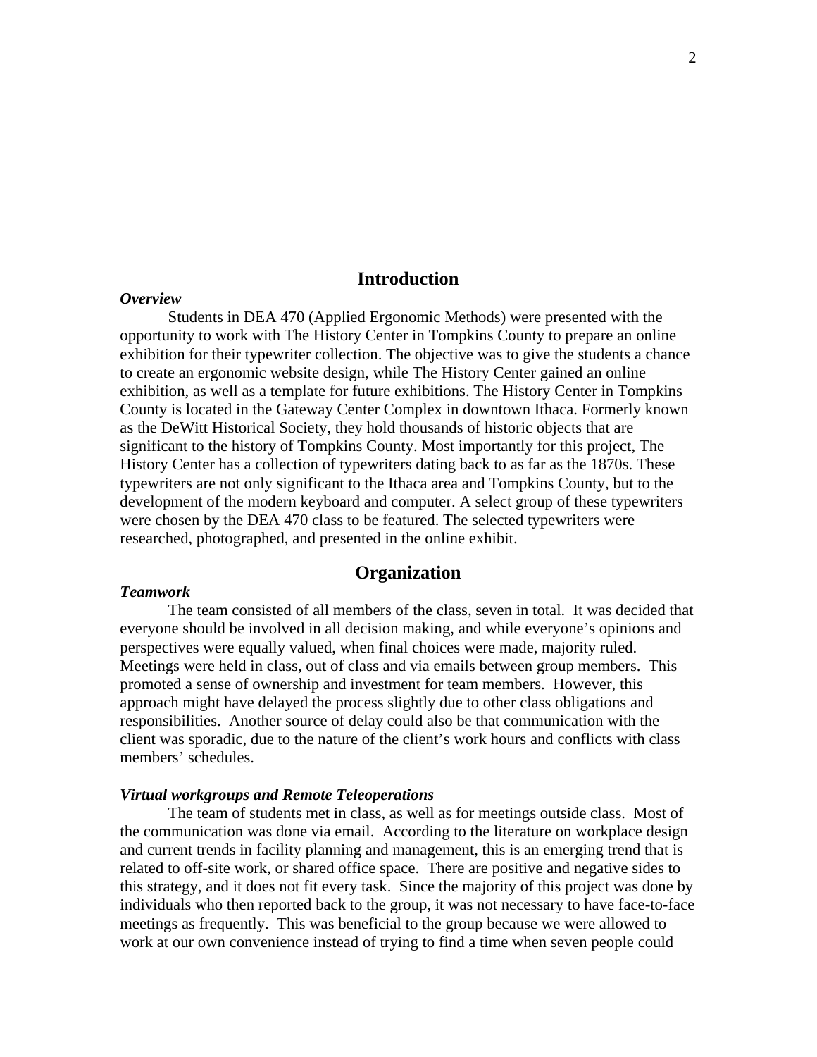# Introduction

***Overview***

Students in DEA 470 (Applied Ergonomic Methods) were presented with the opportunity to work with The History Center in Tompkins County to prepare an online exhibition for their typewriter collection. The objective was to give the students a chance to create an ergonomic website design, while The History Center gained an online exhibition, as well as a template for future exhibitions. The History Center in Tompkins County is located in the Gateway Center Complex in downtown Ithaca. Formerly known as the DeWitt Historical Society, they hold thousands of historic objects that are significant to the history of Tompkins County. Most importantly for this project, The History Center has a collection of typewriters dating back to as far as the 1870s. These typewriters are not only significant to the Ithaca area and Tompkins County, but to the development of the modern keyboard and computer. A select group of these typewriters were chosen by the DEA 470 class to be featured. The selected typewriters were researched, photographed, and presented in the online exhibit.

# Organization

***Teamwork***

The team consisted of all members of the class, seven in total. It was decided that everyone should be involved in all decision making, and while everyone's opinions and perspectives were equally valued, when final choices were made, majority ruled. Meetings were held in class, out of class and via emails between group members. This promoted a sense of ownership and investment for team members. However, this approach might have delayed the process slightly due to other class obligations and responsibilities. Another source of delay could also be that communication with the client was sporadic, due to the nature of the client's work hours and conflicts with class members' schedules.

***Virtual workgroups and Remote Teleoperations***

The team of students met in class, as well as for meetings outside class. Most of the communication was done via email. According to the literature on workplace design and current trends in facility planning and management, this is an emerging trend that is related to off-site work, or shared office space. There are positive and negative sides to this strategy, and it does not fit every task. Since the majority of this project was done by individuals who then reported back to the group, it was not necessary to have face-to-face meetings as frequently. This was beneficial to the group because we were allowed to work at our own convenience instead of trying to find a time when seven people could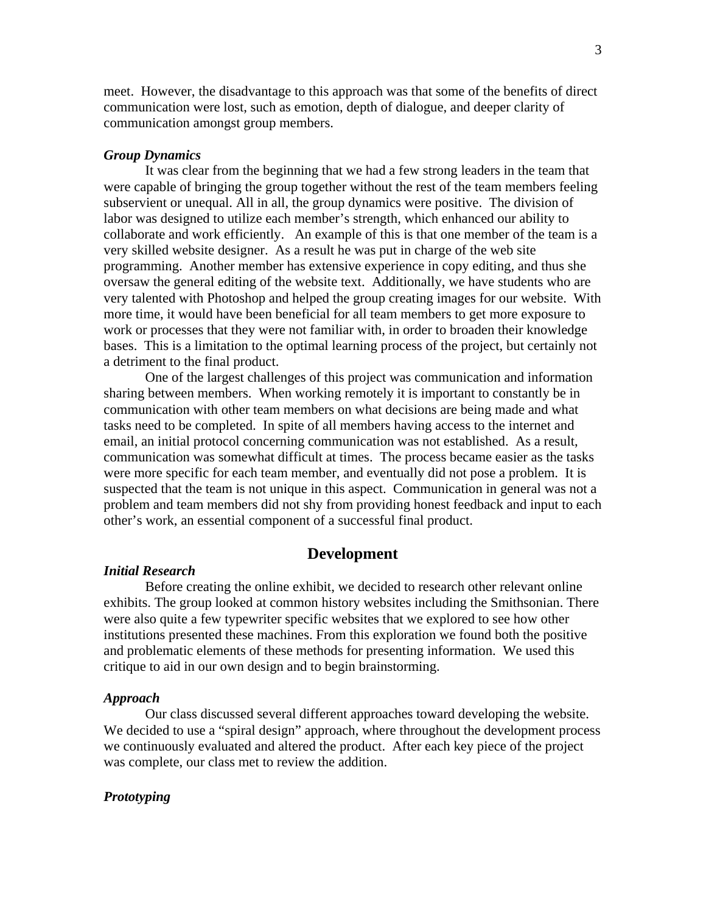meet. However, the disadvantage to this approach was that some of the benefits of direct communication were lost, such as emotion, depth of dialogue, and deeper clarity of communication amongst group members.

***Group Dynamics***

It was clear from the beginning that we had a few strong leaders in the team that were capable of bringing the group together without the rest of the team members feeling subservient or unequal. All in all, the group dynamics were positive. The division of labor was designed to utilize each member's strength, which enhanced our ability to collaborate and work efficiently. An example of this is that one member of the team is a very skilled website designer. As a result he was put in charge of the web site programming. Another member has extensive experience in copy editing, and thus she oversaw the general editing of the website text. Additionally, we have students who are very talented with Photoshop and helped the group creating images for our website. With more time, it would have been beneficial for all team members to get more exposure to work or processes that they were not familiar with, in order to broaden their knowledge bases. This is a limitation to the optimal learning process of the project, but certainly not a detriment to the final product.

One of the largest challenges of this project was communication and information sharing between members. When working remotely it is important to constantly be in communication with other team members on what decisions are being made and what tasks need to be completed. In spite of all members having access to the internet and email, an initial protocol concerning communication was not established. As a result, communication was somewhat difficult at times. The process became easier as the tasks were more specific for each team member, and eventually did not pose a problem. It is suspected that the team is not unique in this aspect. Communication in general was not a problem and team members did not shy from providing honest feedback and input to each other's work, an essential component of a successful final product.

## Development

***Initial Research***

Before creating the online exhibit, we decided to research other relevant online exhibits. The group looked at common history websites including the Smithsonian. There were also quite a few typewriter specific websites that we explored to see how other institutions presented these machines. From this exploration we found both the positive and problematic elements of these methods for presenting information. We used this critique to aid in our own design and to begin brainstorming.

***Approach***

Our class discussed several different approaches toward developing the website. We decided to use a "spiral design" approach, where throughout the development process we continuously evaluated and altered the product. After each key piece of the project was complete, our class met to review the addition.

***Prototyping***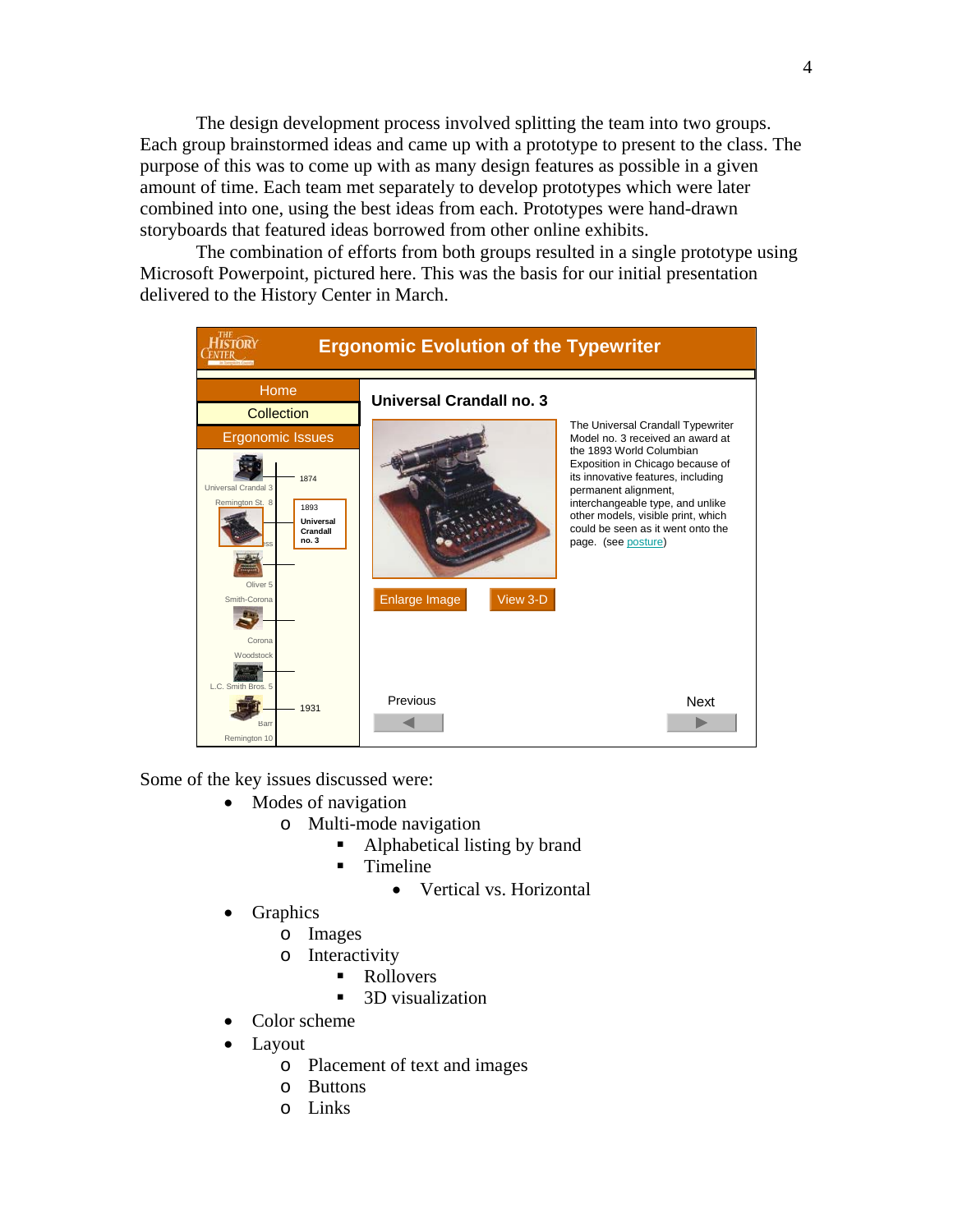The design development process involved splitting the team into two groups. Each group brainstormed ideas and came up with a prototype to present to the class. The purpose of this was to come up with as many design features as possible in a given amount of time. Each team met separately to develop prototypes which were later combined into one, using the best ideas from each. Prototypes were hand-drawn storyboards that featured ideas borrowed from other online exhibits.

The combination of efforts from both groups resulted in a single prototype using Microsoft Powerpoint, pictured here. This was the basis for our initial presentation delivered to the History Center in March.

Some of the key issues discussed were:

- Modes of navigation
  - Multi-mode navigation
    - Alphabetical listing by brand
    - Timeline
      - Vertical vs. Horizontal
- Graphics
  - Images
  - Interactivity
    - Rollovers
    - 3D visualization
- Color scheme
- Layout
  - Placement of text and images
  - Buttons
  - Links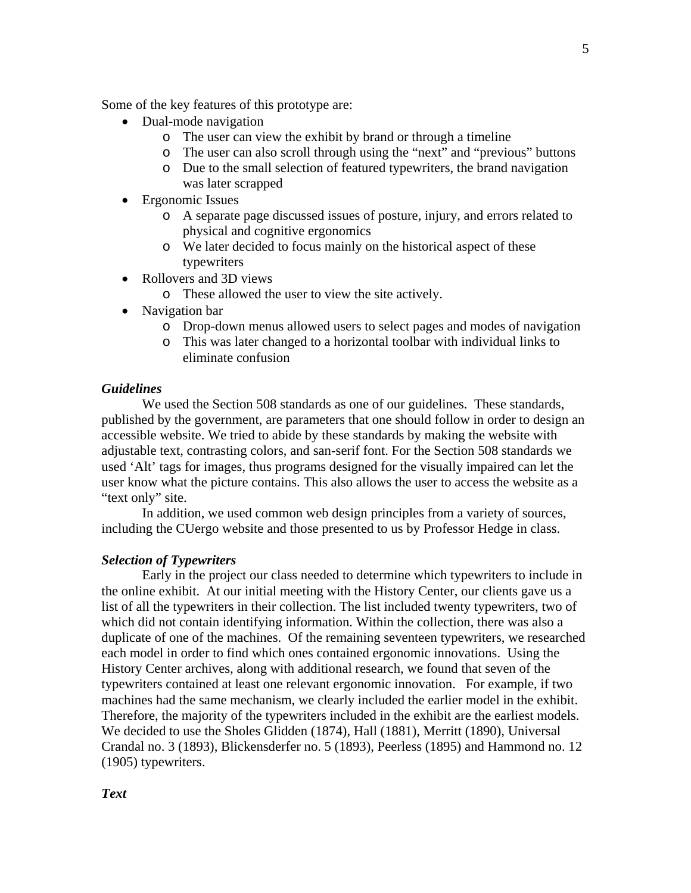Some of the key features of this prototype are:

- Dual-mode navigation
  - The user can view the exhibit by brand or through a timeline
  - The user can also scroll through using the "next" and "previous" buttons
  - Due to the small selection of featured typewriters, the brand navigation was later scrapped
- Ergonomic Issues
  - A separate page discussed issues of posture, injury, and errors related to physical and cognitive ergonomics
  - We later decided to focus mainly on the historical aspect of these typewriters
- Rollovers and 3D views
  - These allowed the user to view the site actively.
- Navigation bar
  - Drop-down menus allowed users to select pages and modes of navigation
  - This was later changed to a horizontal toolbar with individual links to eliminate confusion

***Guidelines***

We used the Section 508 standards as one of our guidelines. These standards, published by the government, are parameters that one should follow in order to design an accessible website. We tried to abide by these standards by making the website with adjustable text, contrasting colors, and san-serif font. For the Section 508 standards we used 'Alt' tags for images, thus programs designed for the visually impaired can let the user know what the picture contains. This also allows the user to access the website as a "text only" site.

In addition, we used common web design principles from a variety of sources, including the CUergo website and those presented to us by Professor Hedge in class.

***Selection of Typewriters***

Early in the project our class needed to determine which typewriters to include in the online exhibit. At our initial meeting with the History Center, our clients gave us a list of all the typewriters in their collection. The list included twenty typewriters, two of which did not contain identifying information. Within the collection, there was also a duplicate of one of the machines. Of the remaining seventeen typewriters, we researched each model in order to find which ones contained ergonomic innovations. Using the History Center archives, along with additional research, we found that seven of the typewriters contained at least one relevant ergonomic innovation. For example, if two machines had the same mechanism, we clearly included the earlier model in the exhibit. Therefore, the majority of the typewriters included in the exhibit are the earliest models. We decided to use the Sholes Glidden (1874), Hall (1881), Merritt (1890), Universal Crandal no. 3 (1893), Blickensderfer no. 5 (1893), Peerless (1895) and Hammond no. 12 (1905) typewriters.

***Text***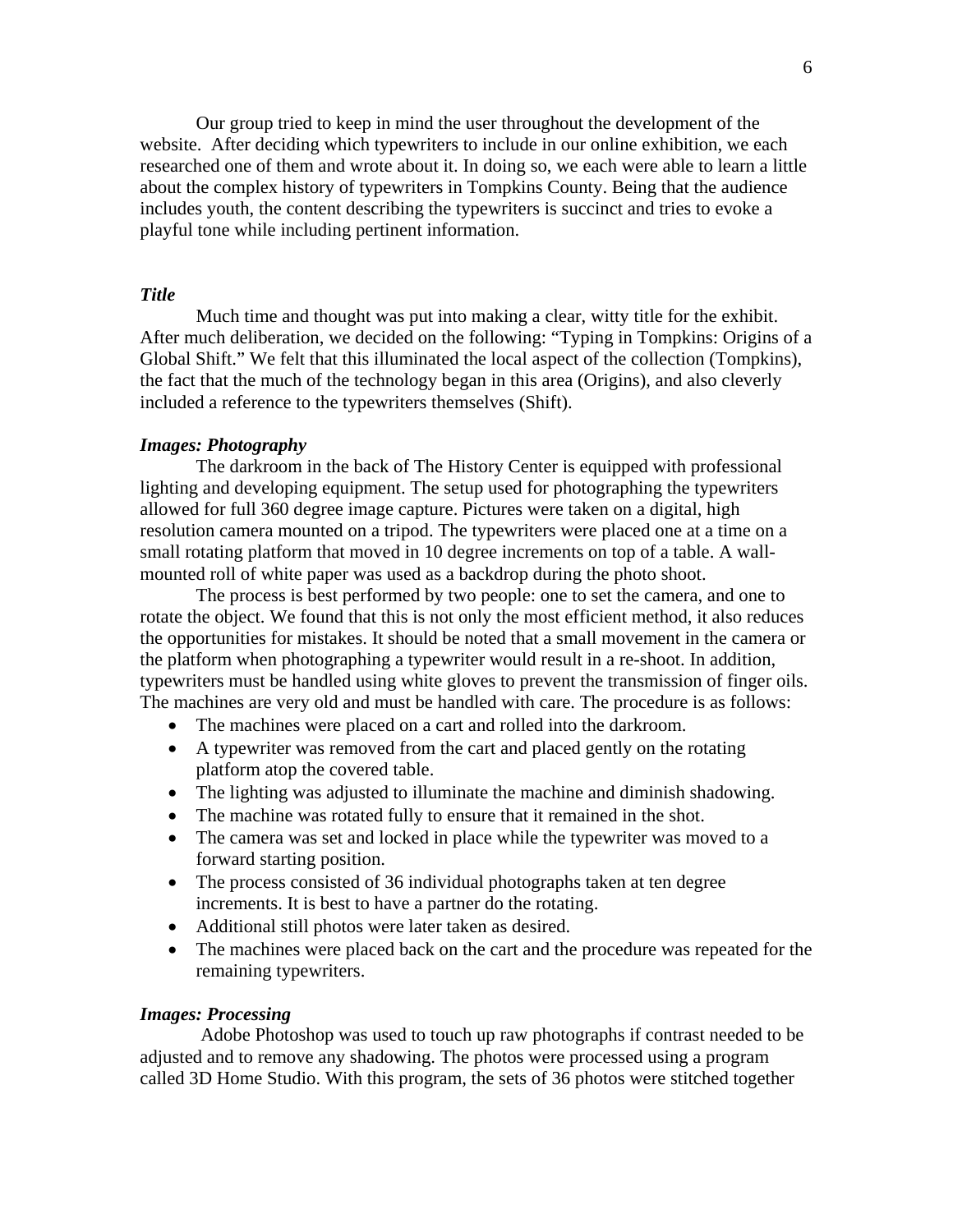Our group tried to keep in mind the user throughout the development of the website. After deciding which typewriters to include in our online exhibition, we each researched one of them and wrote about it. In doing so, we each were able to learn a little about the complex history of typewriters in Tompkins County. Being that the audience includes youth, the content describing the typewriters is succinct and tries to evoke a playful tone while including pertinent information.

***Title***

Much time and thought was put into making a clear, witty title for the exhibit. After much deliberation, we decided on the following: "Typing in Tompkins: Origins of a Global Shift." We felt that this illuminated the local aspect of the collection (Tompkins), the fact that the much of the technology began in this area (Origins), and also cleverly included a reference to the typewriters themselves (Shift).

***Images: Photography***

The darkroom in the back of The History Center is equipped with professional lighting and developing equipment. The setup used for photographing the typewriters allowed for full 360 degree image capture. Pictures were taken on a digital, high resolution camera mounted on a tripod. The typewriters were placed one at a time on a small rotating platform that moved in 10 degree increments on top of a table. A wall-mounted roll of white paper was used as a backdrop during the photo shoot.

The process is best performed by two people: one to set the camera, and one to rotate the object. We found that this is not only the most efficient method, it also reduces the opportunities for mistakes. It should be noted that a small movement in the camera or the platform when photographing a typewriter would result in a re-shoot. In addition, typewriters must be handled using white gloves to prevent the transmission of finger oils. The machines are very old and must be handled with care. The procedure is as follows:

- The machines were placed on a cart and rolled into the darkroom.
- A typewriter was removed from the cart and placed gently on the rotating platform atop the covered table.
- The lighting was adjusted to illuminate the machine and diminish shadowing.
- The machine was rotated fully to ensure that it remained in the shot.
- The camera was set and locked in place while the typewriter was moved to a forward starting position.
- The process consisted of 36 individual photographs taken at ten degree increments. It is best to have a partner do the rotating.
- Additional still photos were later taken as desired.
- The machines were placed back on the cart and the procedure was repeated for the remaining typewriters.

***Images: Processing***

Adobe Photoshop was used to touch up raw photographs if contrast needed to be adjusted and to remove any shadowing. The photos were processed using a program called 3D Home Studio. With this program, the sets of 36 photos were stitched together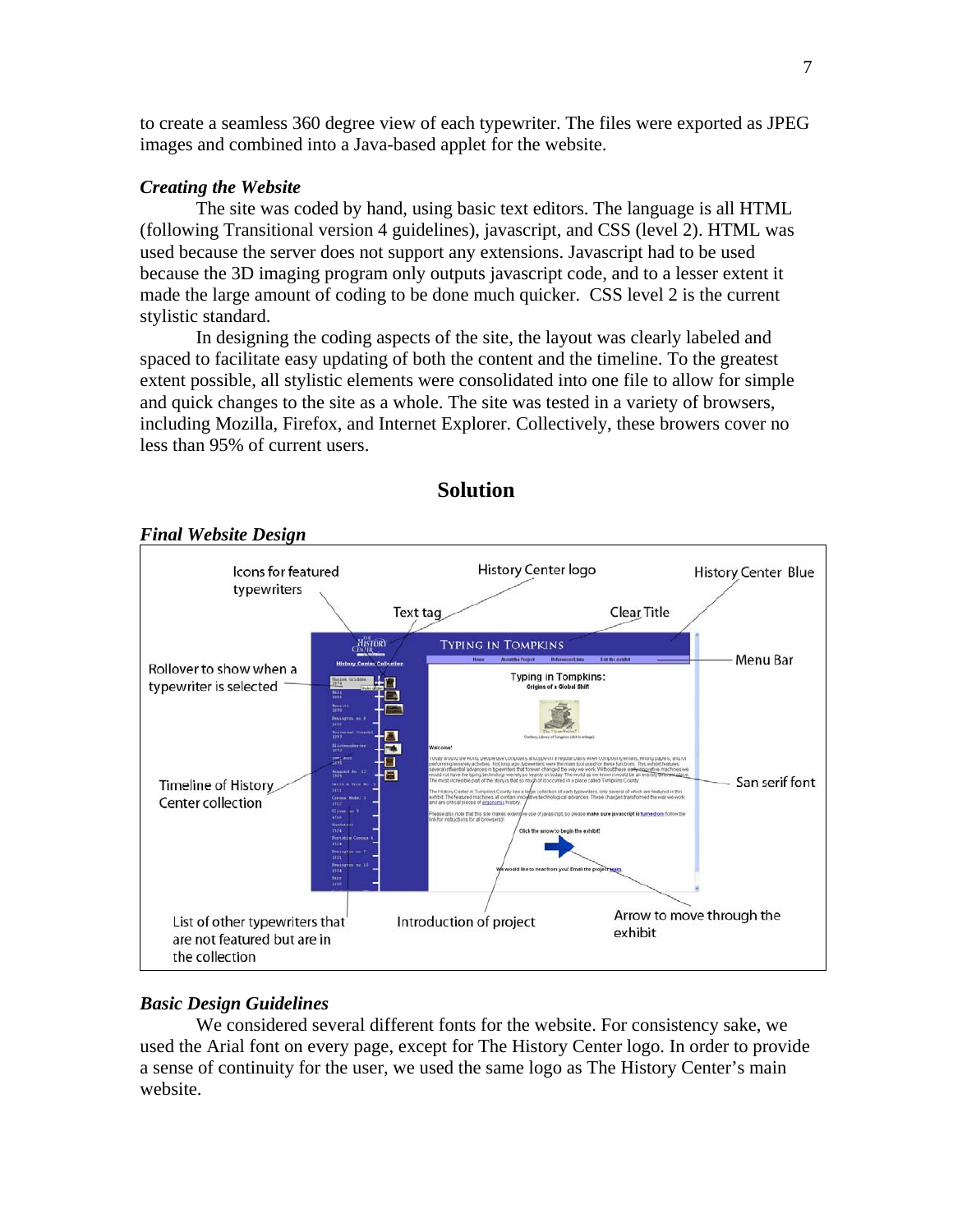to create a seamless 360 degree view of each typewriter. The files were exported as JPEG images and combined into a Java-based applet for the website.

### *Creating the Website*

The site was coded by hand, using basic text editors. The language is all HTML (following Transitional version 4 guidelines), javascript, and CSS (level 2). HTML was used because the server does not support any extensions. Javascript had to be used because the 3D imaging program only outputs javascript code, and to a lesser extent it made the large amount of coding to be done much quicker. CSS level 2 is the current stylistic standard.

In designing the coding aspects of the site, the layout was clearly labeled and spaced to facilitate easy updating of both the content and the timeline. To the greatest extent possible, all stylistic elements were consolidated into one file to allow for simple and quick changes to the site as a whole. The site was tested in a variety of browsers, including Mozilla, Firefox, and Internet Explorer. Collectively, these browers cover no less than 95% of current users.

## Solution

### *Final Website Design*

Icons for featured typewriters — History Center logo — History Center Blue — Text tag — Clear Title — Menu Bar — Rollover to show when a typewriter is selected — Timeline of History Center collection — San serif font — List of other typewriters that are not featured but are in the collection — Introduction of project — Arrow to move through the exhibit

### *Basic Design Guidelines*

We considered several different fonts for the website. For consistency sake, we used the Arial font on every page, except for The History Center logo. In order to provide a sense of continuity for the user, we used the same logo as The History Center's main website.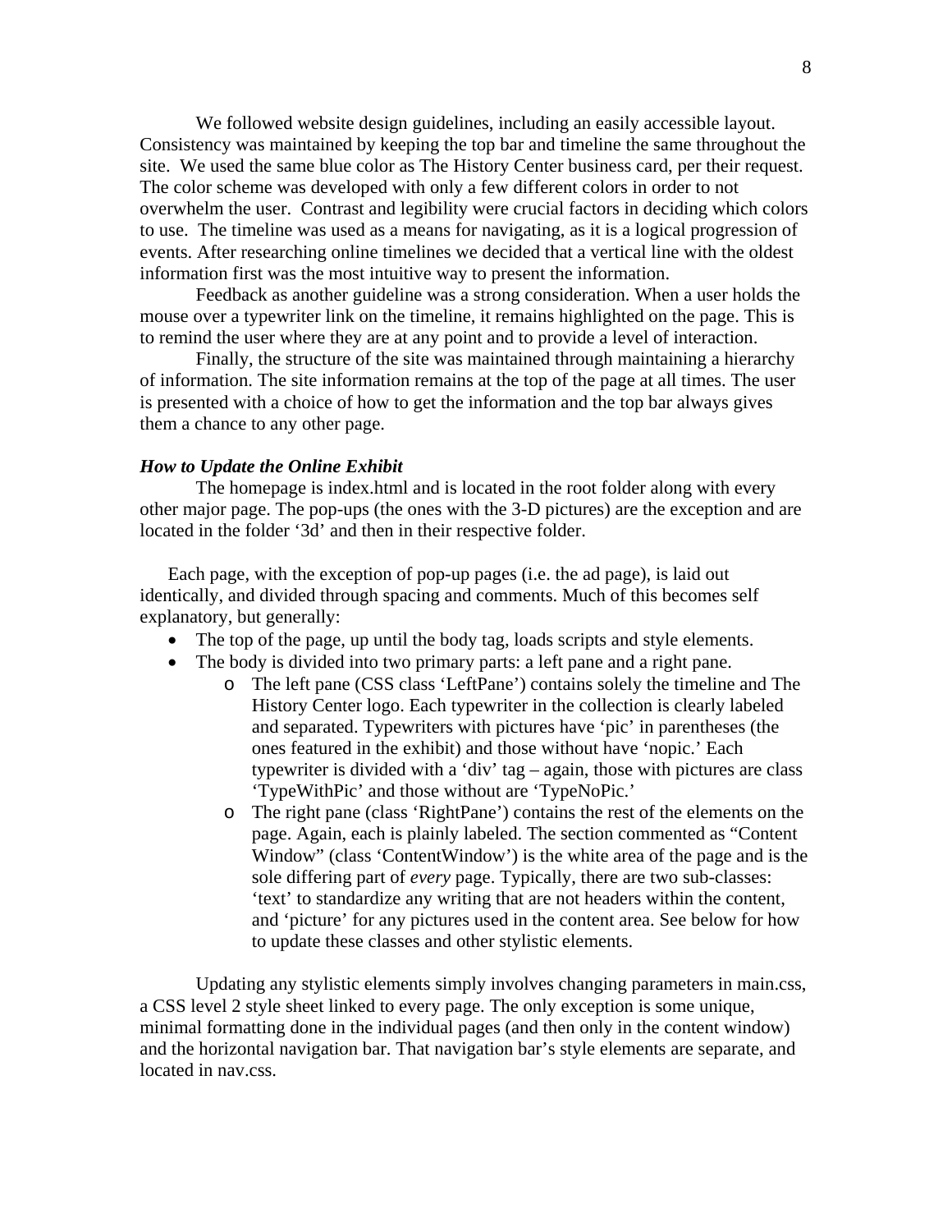We followed website design guidelines, including an easily accessible layout. Consistency was maintained by keeping the top bar and timeline the same throughout the site. We used the same blue color as The History Center business card, per their request. The color scheme was developed with only a few different colors in order to not overwhelm the user. Contrast and legibility were crucial factors in deciding which colors to use. The timeline was used as a means for navigating, as it is a logical progression of events. After researching online timelines we decided that a vertical line with the oldest information first was the most intuitive way to present the information.

Feedback as another guideline was a strong consideration. When a user holds the mouse over a typewriter link on the timeline, it remains highlighted on the page. This is to remind the user where they are at any point and to provide a level of interaction.

Finally, the structure of the site was maintained through maintaining a hierarchy of information. The site information remains at the top of the page at all times. The user is presented with a choice of how to get the information and the top bar always gives them a chance to any other page.

***How to Update the Online Exhibit***

The homepage is index.html and is located in the root folder along with every other major page. The pop-ups (the ones with the 3-D pictures) are the exception and are located in the folder '3d' and then in their respective folder.

Each page, with the exception of pop-up pages (i.e. the ad page), is laid out identically, and divided through spacing and comments. Much of this becomes self explanatory, but generally:

- The top of the page, up until the body tag, loads scripts and style elements.
- The body is divided into two primary parts: a left pane and a right pane.
    - The left pane (CSS class 'LeftPane') contains solely the timeline and The History Center logo. Each typewriter in the collection is clearly labeled and separated. Typewriters with pictures have 'pic' in parentheses (the ones featured in the exhibit) and those without have 'nopic.' Each typewriter is divided with a 'div' tag – again, those with pictures are class 'TypeWithPic' and those without are 'TypeNoPic.'
    - The right pane (class 'RightPane') contains the rest of the elements on the page. Again, each is plainly labeled. The section commented as "Content Window" (class 'ContentWindow') is the white area of the page and is the sole differing part of *every* page. Typically, there are two sub-classes: 'text' to standardize any writing that are not headers within the content, and 'picture' for any pictures used in the content area. See below for how to update these classes and other stylistic elements.

Updating any stylistic elements simply involves changing parameters in main.css, a CSS level 2 style sheet linked to every page. The only exception is some unique, minimal formatting done in the individual pages (and then only in the content window) and the horizontal navigation bar. That navigation bar's style elements are separate, and located in nav.css.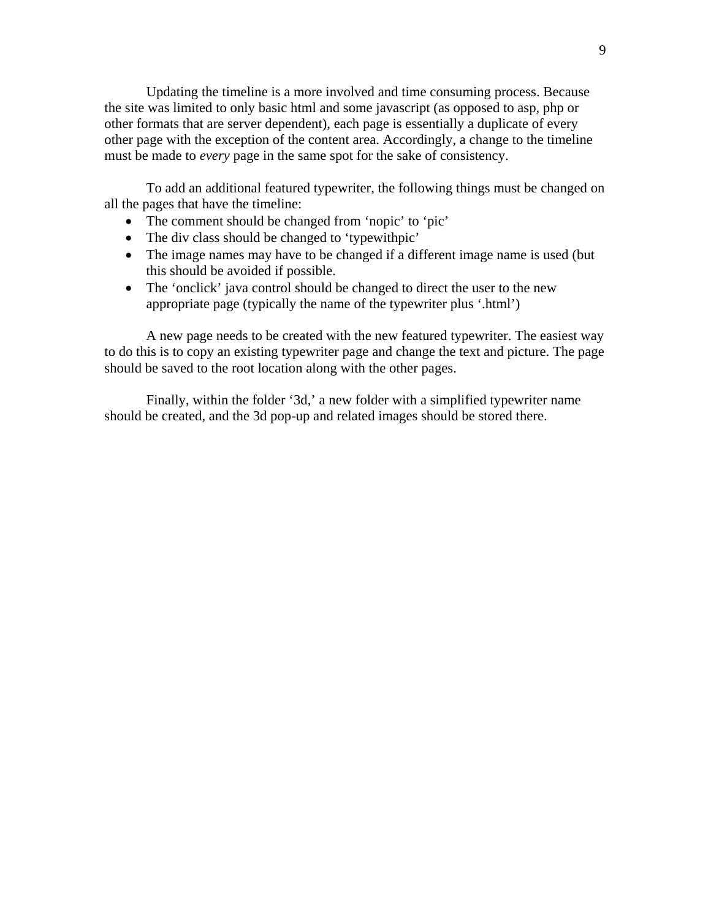Updating the timeline is a more involved and time consuming process. Because the site was limited to only basic html and some javascript (as opposed to asp, php or other formats that are server dependent), each page is essentially a duplicate of every other page with the exception of the content area. Accordingly, a change to the timeline must be made to *every* page in the same spot for the sake of consistency.

To add an additional featured typewriter, the following things must be changed on all the pages that have the timeline:

- The comment should be changed from ‘nopic’ to ‘pic’
- The div class should be changed to ‘typewithpic’
- The image names may have to be changed if a different image name is used (but this should be avoided if possible.
- The ‘onclick’ java control should be changed to direct the user to the new appropriate page (typically the name of the typewriter plus ‘.html’)

A new page needs to be created with the new featured typewriter. The easiest way to do this is to copy an existing typewriter page and change the text and picture. The page should be saved to the root location along with the other pages.

Finally, within the folder ‘3d,’ a new folder with a simplified typewriter name should be created, and the 3d pop-up and related images should be stored there.